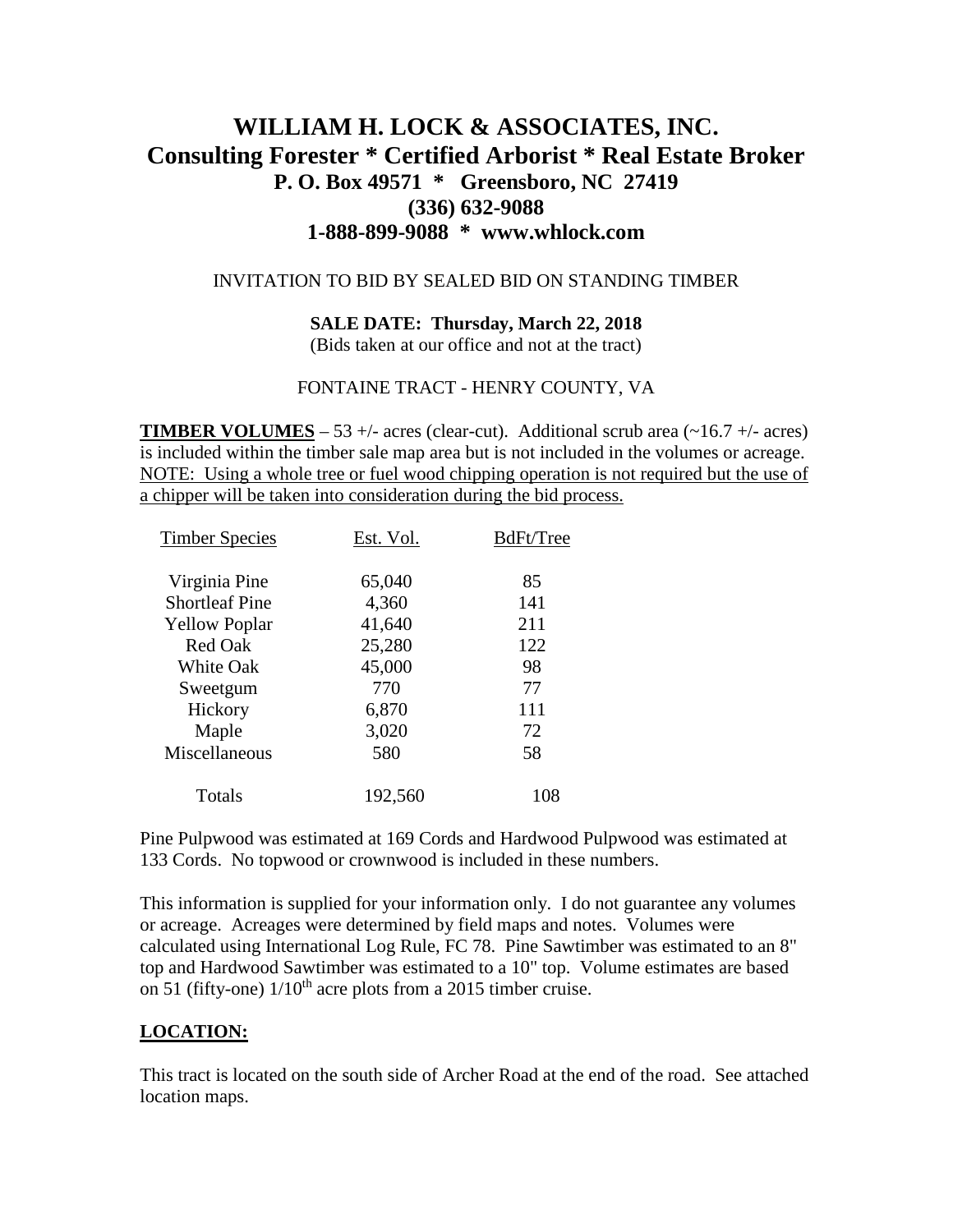# WILLIAM H. LOCK & ASSOCIATES, INC.
## Consulting Forester * Certified Arborist * Real Estate Broker
### P. O. Box 49571 * Greensboro, NC 27419
### (336) 632-9088
### 1-888-899-9088 * www.whlock.com

INVITATION TO BID BY SEALED BID ON STANDING TIMBER

**SALE DATE: Thursday, March 22, 2018**
(Bids taken at our office and not at the tract)

FONTAINE TRACT - HENRY COUNTY, VA

**TIMBER VOLUMES** – 53 +/- acres (clear-cut). Additional scrub area (~16.7 +/- acres) is included within the timber sale map area but is not included in the volumes or acreage. NOTE: Using a whole tree or fuel wood chipping operation is not required but the use of a chipper will be taken into consideration during the bid process.

| Timber Species | Est. Vol. | BdFt/Tree |
|---|---|---|
| Virginia Pine | 65,040 | 85 |
| Shortleaf Pine | 4,360 | 141 |
| Yellow Poplar | 41,640 | 211 |
| Red Oak | 25,280 | 122 |
| White Oak | 45,000 | 98 |
| Sweetgum | 770 | 77 |
| Hickory | 6,870 | 111 |
| Maple | 3,020 | 72 |
| Miscellaneous | 580 | 58 |
| Totals | 192,560 | 108 |

Pine Pulpwood was estimated at 169 Cords and Hardwood Pulpwood was estimated at 133 Cords. No topwood or crownwood is included in these numbers.

This information is supplied for your information only. I do not guarantee any volumes or acreage. Acreages were determined by field maps and notes. Volumes were calculated using International Log Rule, FC 78. Pine Sawtimber was estimated to an 8" top and Hardwood Sawtimber was estimated to a 10" top. Volume estimates are based on 51 (fifty-one) 1/10th acre plots from a 2015 timber cruise.

## LOCATION:

This tract is located on the south side of Archer Road at the end of the road. See attached location maps.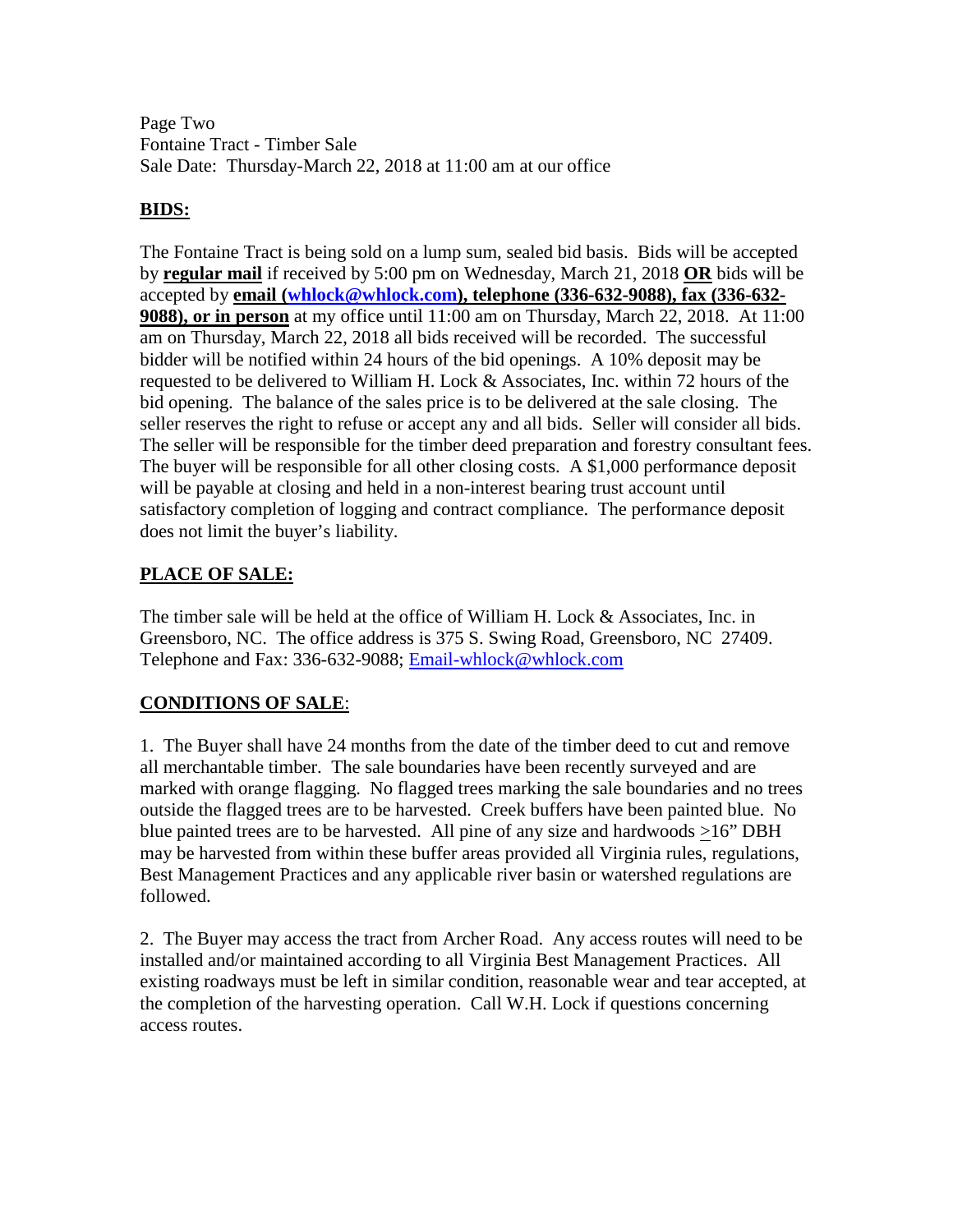Page Two
Fontaine Tract - Timber Sale
Sale Date: Thursday-March 22, 2018 at 11:00 am at our office

## BIDS:

The Fontaine Tract is being sold on a lump sum, sealed bid basis. Bids will be accepted by **regular mail** if received by 5:00 pm on Wednesday, March 21, 2018 **OR** bids will be accepted by **email (whlock@whlock.com), telephone (336-632-9088), fax (336-632-9088), or in person** at my office until 11:00 am on Thursday, March 22, 2018. At 11:00 am on Thursday, March 22, 2018 all bids received will be recorded. The successful bidder will be notified within 24 hours of the bid openings. A 10% deposit may be requested to be delivered to William H. Lock & Associates, Inc. within 72 hours of the bid opening. The balance of the sales price is to be delivered at the sale closing. The seller reserves the right to refuse or accept any and all bids. Seller will consider all bids. The seller will be responsible for the timber deed preparation and forestry consultant fees. The buyer will be responsible for all other closing costs. A $1,000 performance deposit will be payable at closing and held in a non-interest bearing trust account until satisfactory completion of logging and contract compliance. The performance deposit does not limit the buyer's liability.

## PLACE OF SALE:

The timber sale will be held at the office of William H. Lock & Associates, Inc. in Greensboro, NC. The office address is 375 S. Swing Road, Greensboro, NC 27409. Telephone and Fax: 336-632-9088; Email-whlock@whlock.com

## CONDITIONS OF SALE:

1. The Buyer shall have 24 months from the date of the timber deed to cut and remove all merchantable timber. The sale boundaries have been recently surveyed and are marked with orange flagging. No flagged trees marking the sale boundaries and no trees outside the flagged trees are to be harvested. Creek buffers have been painted blue. No blue painted trees are to be harvested. All pine of any size and hardwoods ≥16" DBH may be harvested from within these buffer areas provided all Virginia rules, regulations, Best Management Practices and any applicable river basin or watershed regulations are followed.

2. The Buyer may access the tract from Archer Road. Any access routes will need to be installed and/or maintained according to all Virginia Best Management Practices. All existing roadways must be left in similar condition, reasonable wear and tear accepted, at the completion of the harvesting operation. Call W.H. Lock if questions concerning access routes.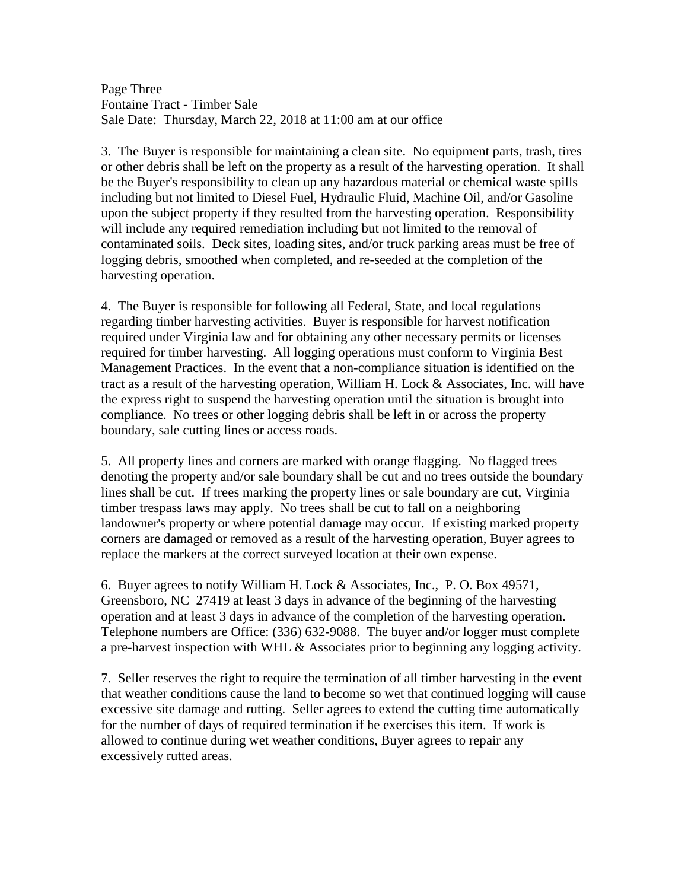3. The Buyer is responsible for maintaining a clean site. No equipment parts, trash, tires or other debris shall be left on the property as a result of the harvesting operation. It shall be the Buyer's responsibility to clean up any hazardous material or chemical waste spills including but not limited to Diesel Fuel, Hydraulic Fluid, Machine Oil, and/or Gasoline upon the subject property if they resulted from the harvesting operation. Responsibility will include any required remediation including but not limited to the removal of contaminated soils. Deck sites, loading sites, and/or truck parking areas must be free of logging debris, smoothed when completed, and re-seeded at the completion of the harvesting operation.

4. The Buyer is responsible for following all Federal, State, and local regulations regarding timber harvesting activities. Buyer is responsible for harvest notification required under Virginia law and for obtaining any other necessary permits or licenses required for timber harvesting. All logging operations must conform to Virginia Best Management Practices. In the event that a non-compliance situation is identified on the tract as a result of the harvesting operation, William H. Lock & Associates, Inc. will have the express right to suspend the harvesting operation until the situation is brought into compliance. No trees or other logging debris shall be left in or across the property boundary, sale cutting lines or access roads.

5. All property lines and corners are marked with orange flagging. No flagged trees denoting the property and/or sale boundary shall be cut and no trees outside the boundary lines shall be cut. If trees marking the property lines or sale boundary are cut, Virginia timber trespass laws may apply. No trees shall be cut to fall on a neighboring landowner's property or where potential damage may occur. If existing marked property corners are damaged or removed as a result of the harvesting operation, Buyer agrees to replace the markers at the correct surveyed location at their own expense.

6. Buyer agrees to notify William H. Lock & Associates, Inc., P. O. Box 49571, Greensboro, NC 27419 at least 3 days in advance of the beginning of the harvesting operation and at least 3 days in advance of the completion of the harvesting operation. Telephone numbers are Office: (336) 632-9088. The buyer and/or logger must complete a pre-harvest inspection with WHL & Associates prior to beginning any logging activity.

7. Seller reserves the right to require the termination of all timber harvesting in the event that weather conditions cause the land to become so wet that continued logging will cause excessive site damage and rutting. Seller agrees to extend the cutting time automatically for the number of days of required termination if he exercises this item. If work is allowed to continue during wet weather conditions, Buyer agrees to repair any excessively rutted areas.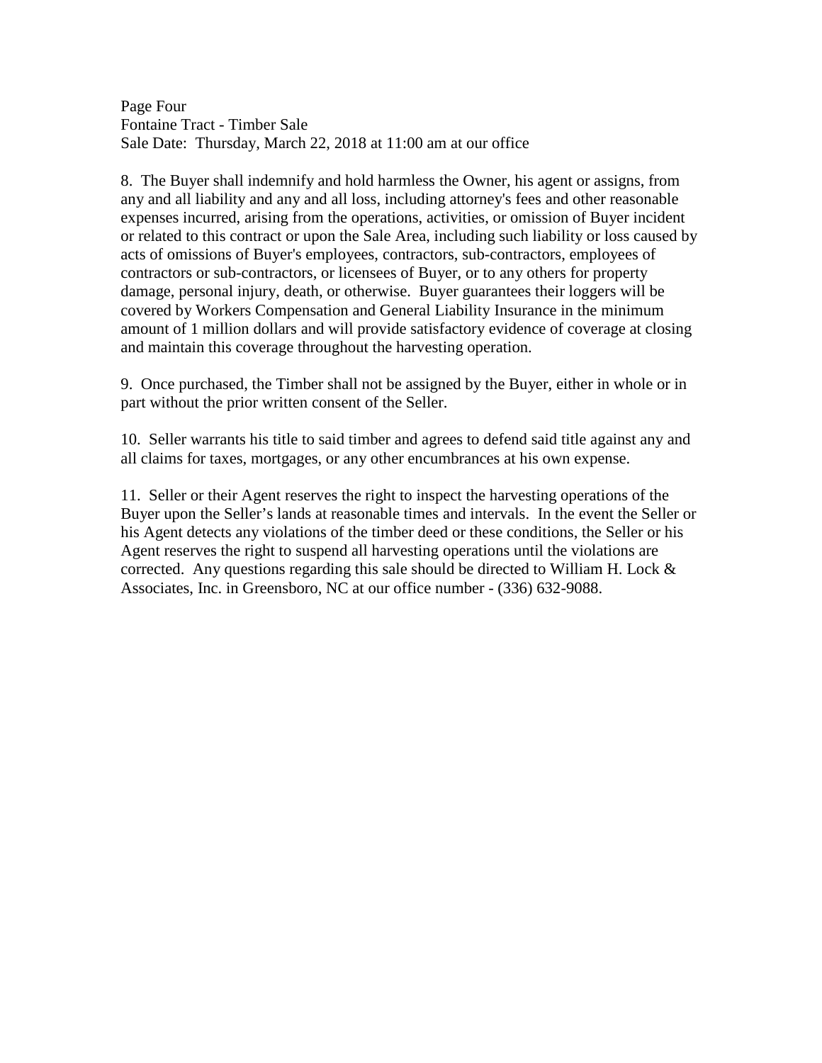Page Four
Fontaine Tract - Timber Sale
Sale Date: Thursday, March 22, 2018 at 11:00 am at our office

8. The Buyer shall indemnify and hold harmless the Owner, his agent or assigns, from any and all liability and any and all loss, including attorney's fees and other reasonable expenses incurred, arising from the operations, activities, or omission of Buyer incident or related to this contract or upon the Sale Area, including such liability or loss caused by acts of omissions of Buyer's employees, contractors, sub-contractors, employees of contractors or sub-contractors, or licensees of Buyer, or to any others for property damage, personal injury, death, or otherwise. Buyer guarantees their loggers will be covered by Workers Compensation and General Liability Insurance in the minimum amount of 1 million dollars and will provide satisfactory evidence of coverage at closing and maintain this coverage throughout the harvesting operation.

9. Once purchased, the Timber shall not be assigned by the Buyer, either in whole or in part without the prior written consent of the Seller.

10. Seller warrants his title to said timber and agrees to defend said title against any and all claims for taxes, mortgages, or any other encumbrances at his own expense.

11. Seller or their Agent reserves the right to inspect the harvesting operations of the Buyer upon the Seller's lands at reasonable times and intervals. In the event the Seller or his Agent detects any violations of the timber deed or these conditions, the Seller or his Agent reserves the right to suspend all harvesting operations until the violations are corrected. Any questions regarding this sale should be directed to William H. Lock & Associates, Inc. in Greensboro, NC at our office number - (336) 632-9088.